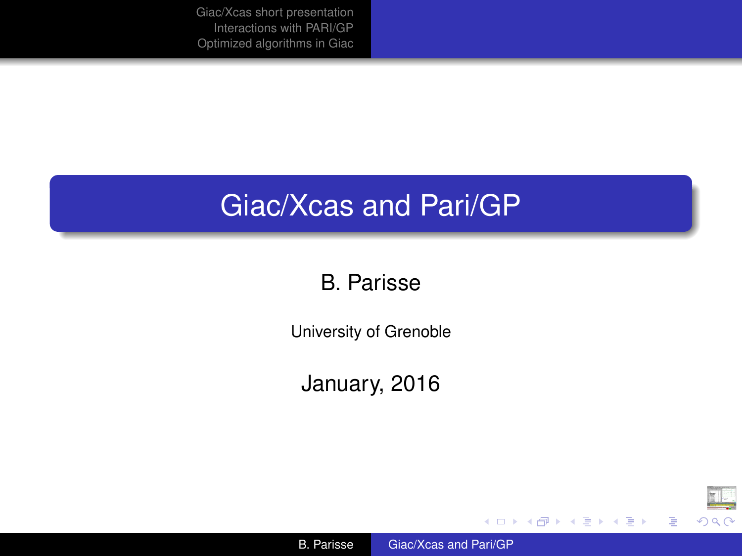# Giac/Xcas and Pari/GP

B. Parisse

University of Grenoble

January, 2016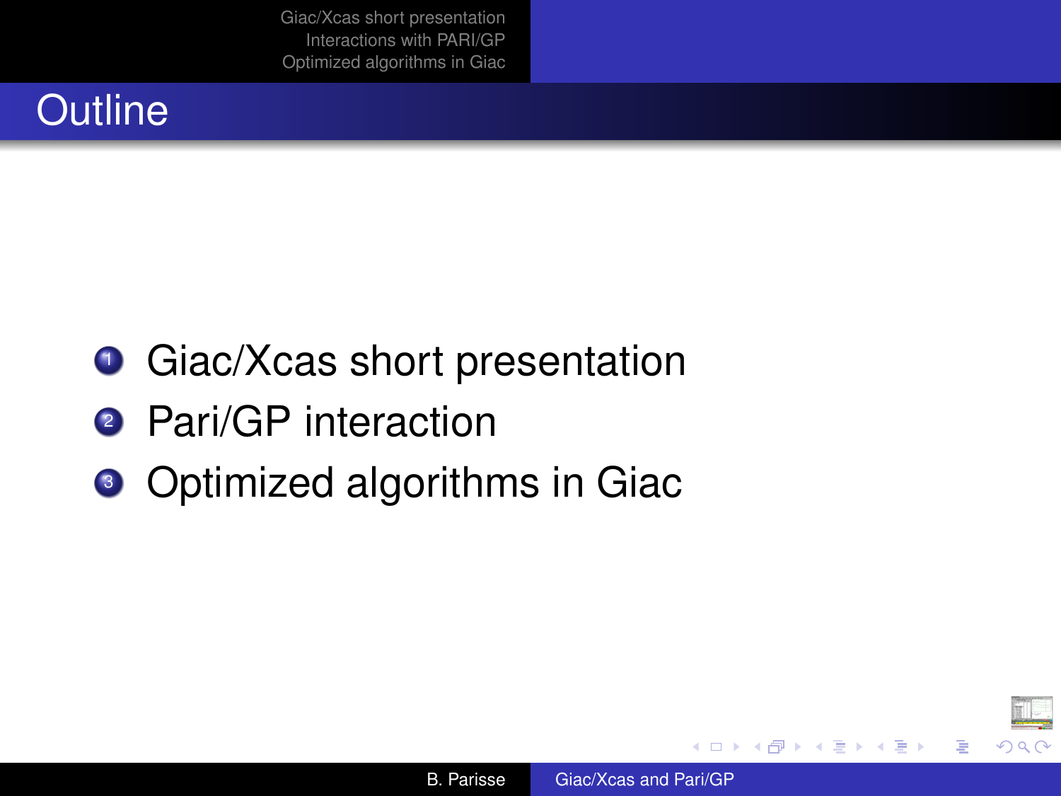# Outline

1. Giac/Xcas short presentation
2. Pari/GP interaction
3. Optimized algorithms in Giac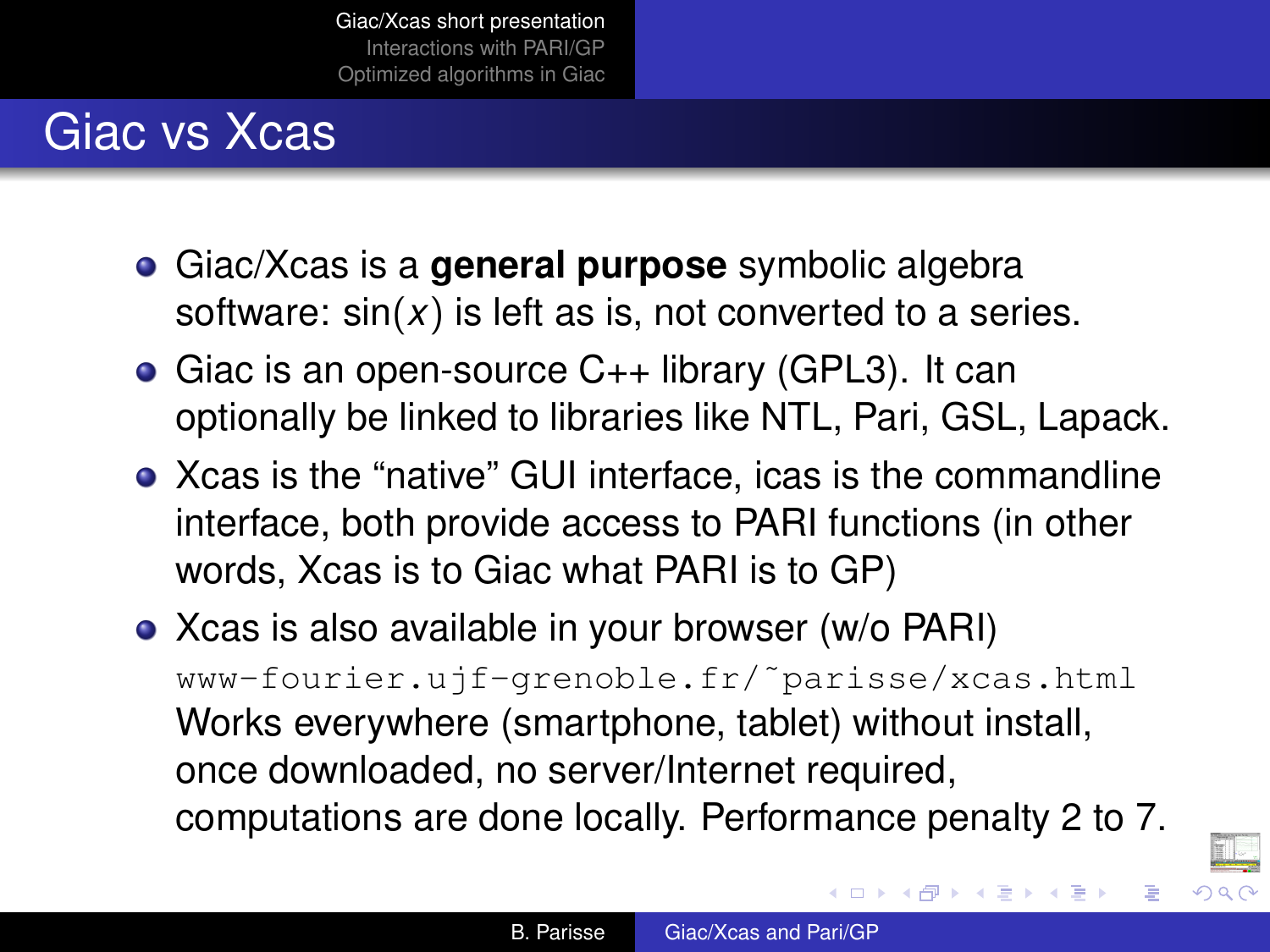# Giac vs Xcas

- Giac/Xcas is a **general purpose** symbolic algebra software: $\sin(x)$ is left as is, not converted to a series.
- Giac is an open-source C++ library (GPL3). It can optionally be linked to libraries like NTL, Pari, GSL, Lapack.
- Xcas is the "native" GUI interface, icas is the commandline interface, both provide access to PARI functions (in other words, Xcas is to Giac what PARI is to GP)
- Xcas is also available in your browser (w/o PARI) `www-fourier.ujf-grenoble.fr/~parisse/xcas.html` Works everywhere (smartphone, tablet) without install, once downloaded, no server/Internet required, computations are done locally. Performance penalty 2 to 7.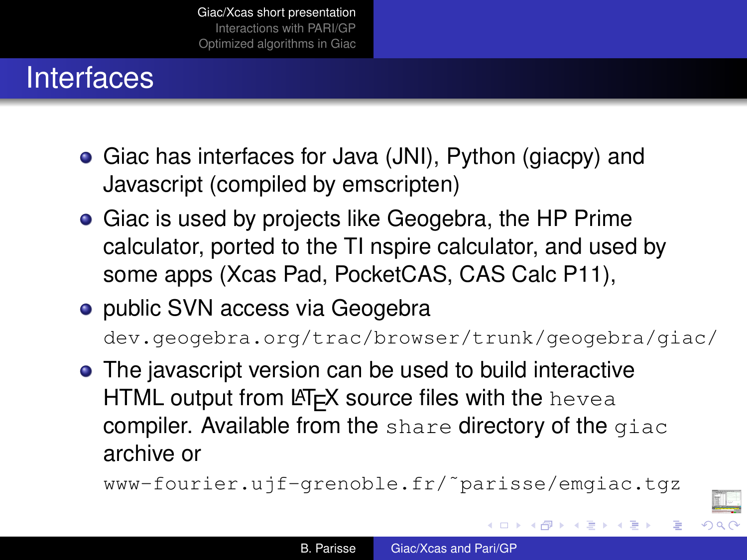# Interfaces

- Giac has interfaces for Java (JNI), Python (giacpy) and Javascript (compiled by emscripten)
- Giac is used by projects like Geogebra, the HP Prime calculator, ported to the TI nspire calculator, and used by some apps (Xcas Pad, PocketCAS, CAS Calc P11),
- public SVN access via Geogebra
  `dev.geogebra.org/trac/browser/trunk/geogebra/giac/`
- The javascript version can be used to build interactive HTML output from LaTeX source files with the `hevea` compiler. Available from the `share` directory of the `giac` archive or
  `www-fourier.ujf-grenoble.fr/~parisse/emgiac.tgz`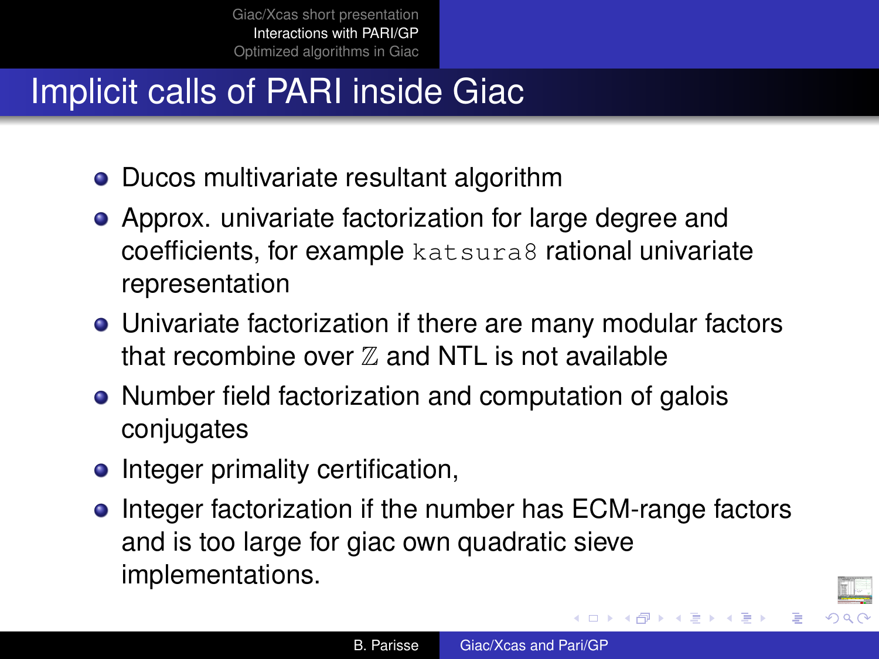# Implicit calls of PARI inside Giac

- Ducos multivariate resultant algorithm
- Approx. univariate factorization for large degree and coefficients, for example `katsura8` rational univariate representation
- Univariate factorization if there are many modular factors that recombine over $\mathbb{Z}$ and NTL is not available
- Number field factorization and computation of galois conjugates
- Integer primality certification,
- Integer factorization if the number has ECM-range factors and is too large for giac own quadratic sieve implementations.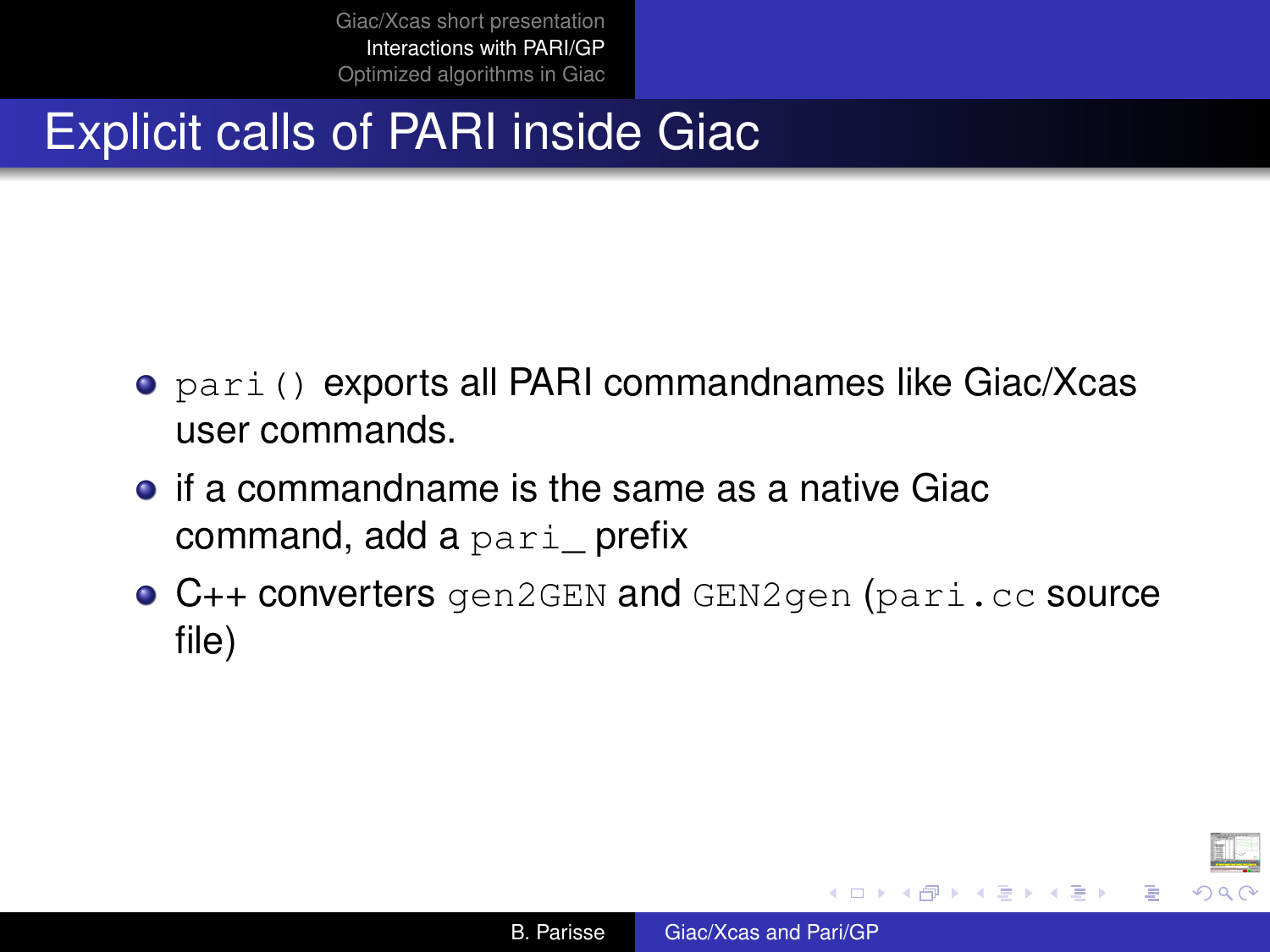# Explicit calls of PARI inside Giac

- `pari()` exports all PARI commandnames like Giac/Xcas user commands.
- if a commandname is the same as a native Giac command, add a `pari_` prefix
- C++ converters `gen2GEN` and `GEN2gen` (`pari.cc` source file)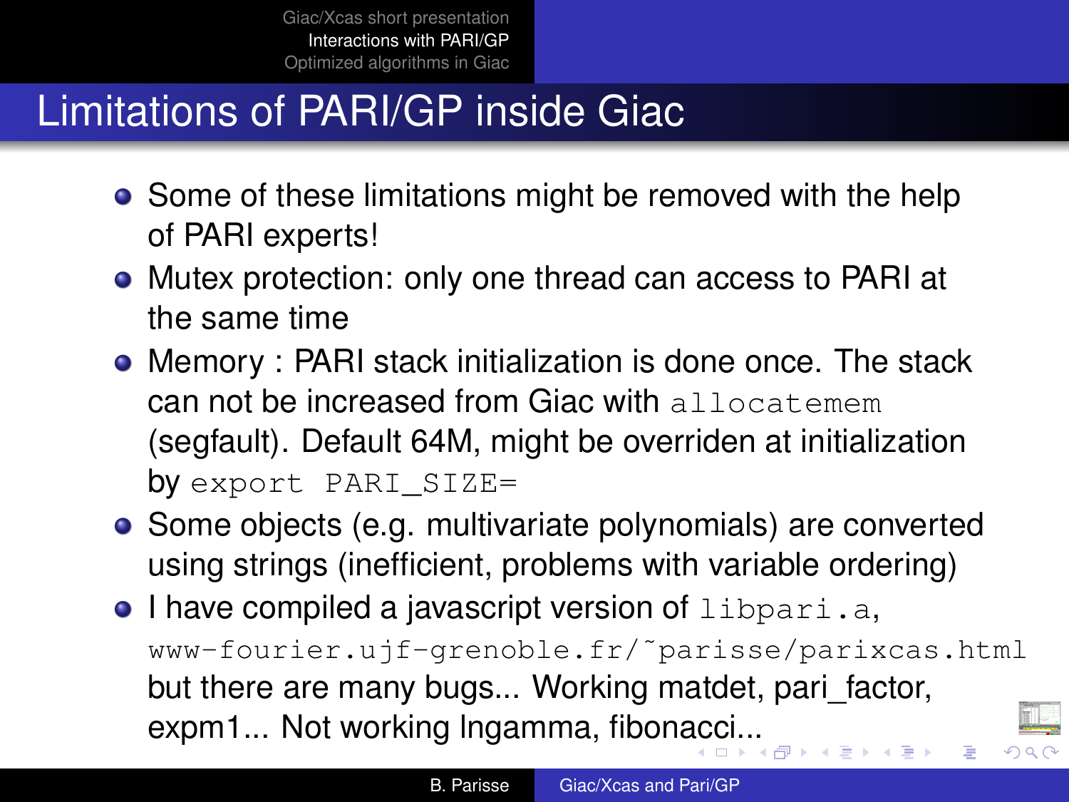# Limitations of PARI/GP inside Giac

- Some of these limitations might be removed with the help of PARI experts!
- Mutex protection: only one thread can access to PARI at the same time
- Memory : PARI stack initialization is done once. The stack can not be increased from Giac with `allocatemem` (segfault). Default 64M, might be overriden at initialization by `export PARI_SIZE=`
- Some objects (e.g. multivariate polynomials) are converted using strings (inefficient, problems with variable ordering)
- I have compiled a javascript version of `libpari.a`, `www-fourier.ujf-grenoble.fr/~parisse/parixcas.html` but there are many bugs... Working matdet, pari_factor, expm1... Not working lngamma, fibonacci...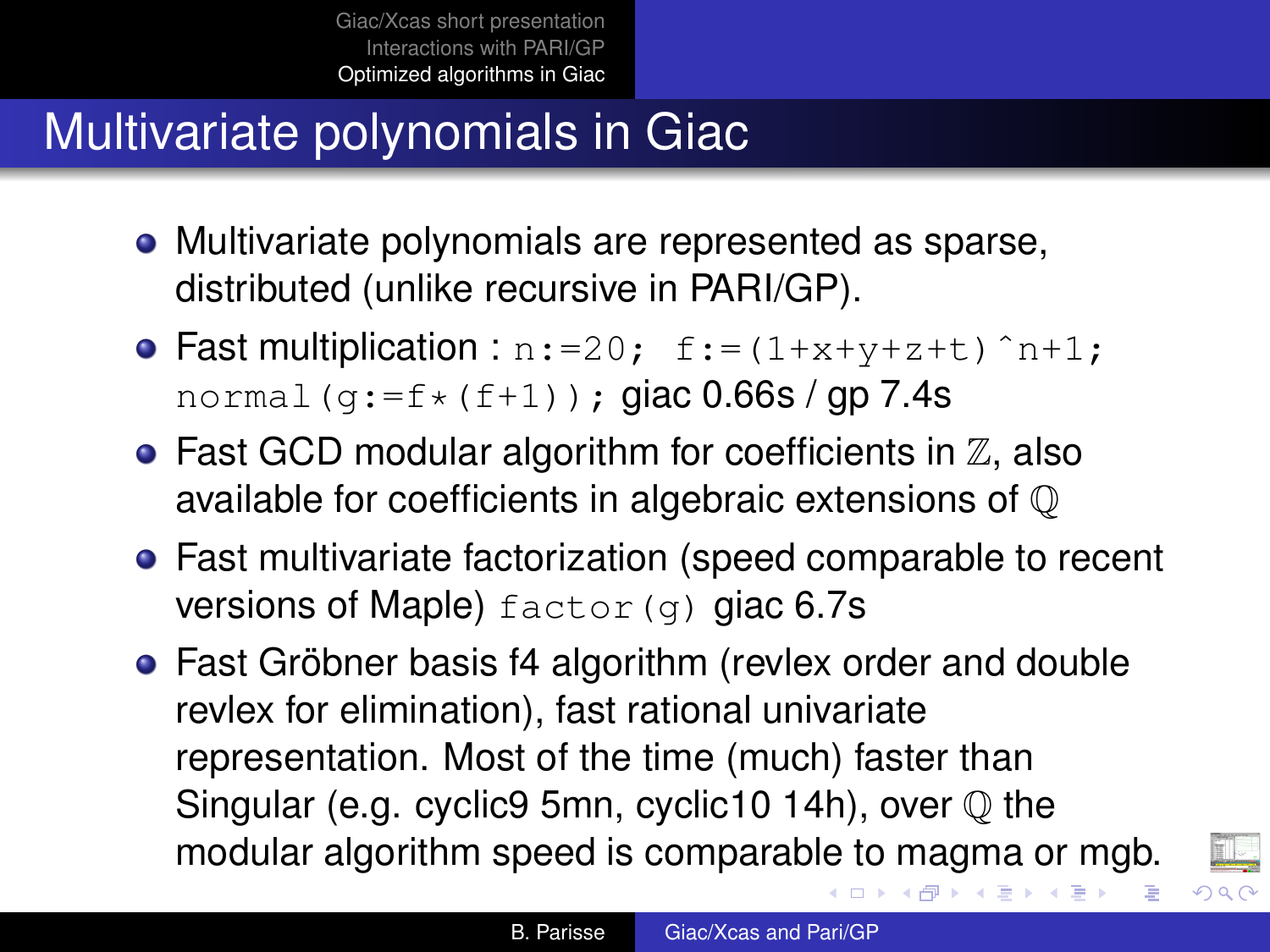# Multivariate polynomials in Giac

- Multivariate polynomials are represented as sparse, distributed (unlike recursive in PARI/GP).
- Fast multiplication : `n:=20; f:=(1+x+y+z+t)^n+1; normal(g:=f*(f+1));` giac 0.66s / gp 7.4s
- Fast GCD modular algorithm for coefficients in $\mathbb{Z}$, also available for coefficients in algebraic extensions of $\mathbb{Q}$
- Fast multivariate factorization (speed comparable to recent versions of Maple) `factor(g)` giac 6.7s
- Fast Gröbner basis f4 algorithm (revlex order and double revlex for elimination), fast rational univariate representation. Most of the time (much) faster than Singular (e.g. cyclic9 5mn, cyclic10 14h), over $\mathbb{Q}$ the modular algorithm speed is comparable to magma or mgb.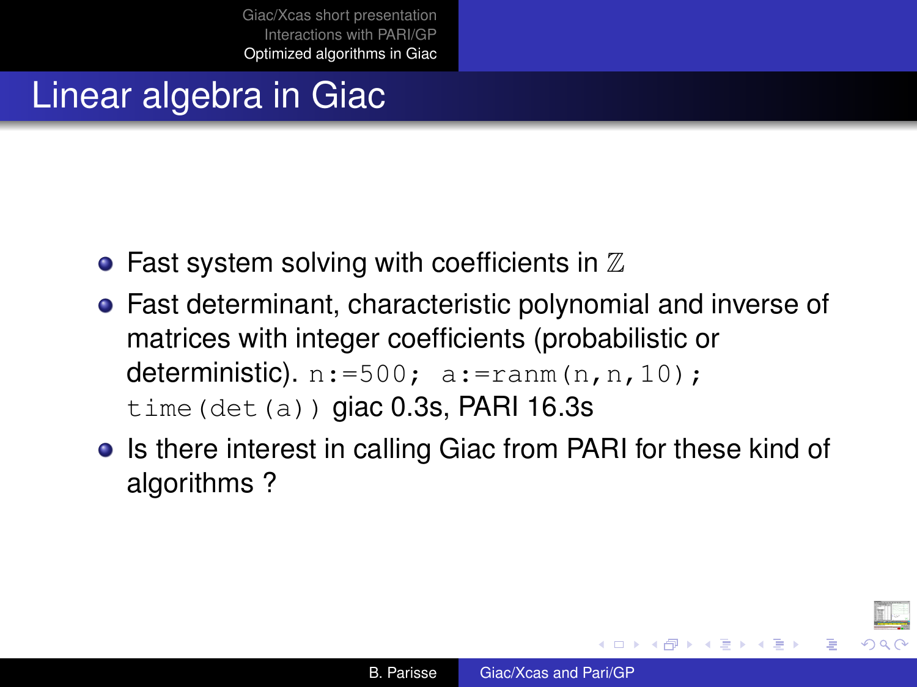# Linear algebra in Giac

- Fast system solving with coefficients in $\mathbb{Z}$
- Fast determinant, characteristic polynomial and inverse of matrices with integer coefficients (probabilistic or deterministic). `n:=500; a:=ranm(n,n,10); time(det(a))` giac 0.3s, PARI 16.3s
- Is there interest in calling Giac from PARI for these kind of algorithms ?